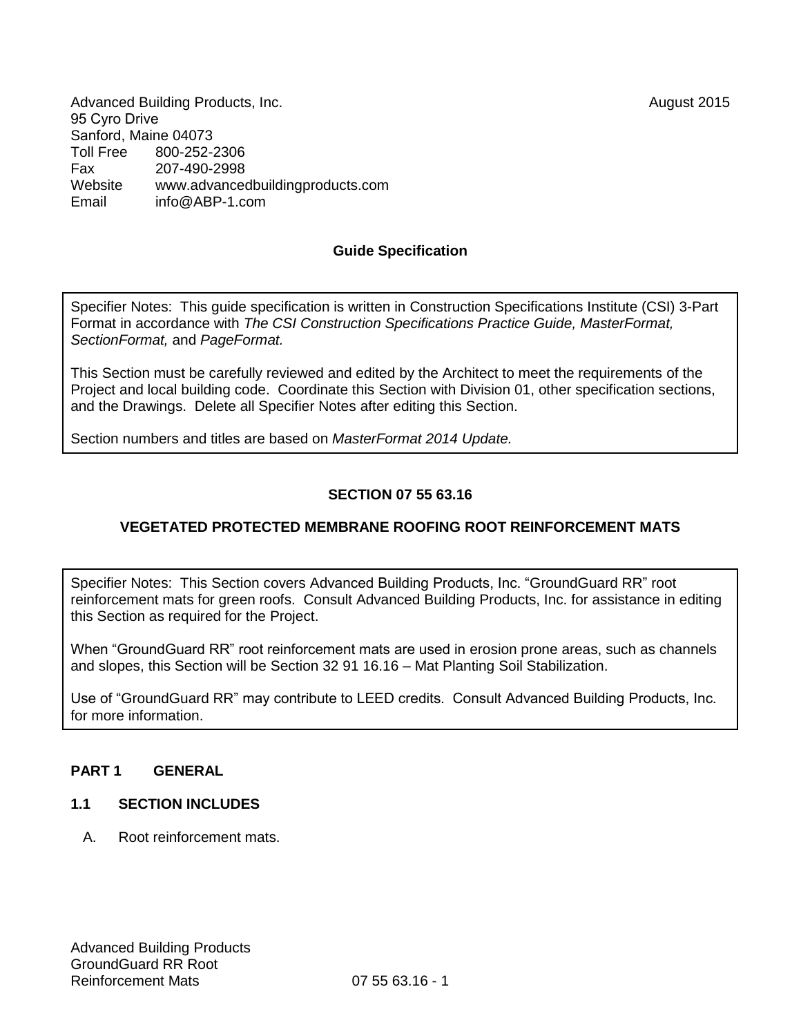Advanced Building Products, Inc. August 2015
95 Cyro Drive
Sanford, Maine 04073
Toll Free 800-252-2306
Fax 207-490-2998
Website www.advancedbuildingproducts.com
Email info@ABP-1.com

**Guide Specification**

> Specifier Notes: This guide specification is written in Construction Specifications Institute (CSI) 3-Part Format in accordance with *The CSI Construction Specifications Practice Guide, MasterFormat, SectionFormat,* and *PageFormat.*
>
> This Section must be carefully reviewed and edited by the Architect to meet the requirements of the Project and local building code. Coordinate this Section with Division 01, other specification sections, and the Drawings. Delete all Specifier Notes after editing this Section.
>
> Section numbers and titles are based on *MasterFormat 2014 Update.*

# SECTION 07 55 63.16

# VEGETATED PROTECTED MEMBRANE ROOFING ROOT REINFORCEMENT MATS

> Specifier Notes: This Section covers Advanced Building Products, Inc. "GroundGuard RR" root reinforcement mats for green roofs. Consult Advanced Building Products, Inc. for assistance in editing this Section as required for the Project.
>
> When "GroundGuard RR" root reinforcement mats are used in erosion prone areas, such as channels and slopes, this Section will be Section 32 91 16.16 – Mat Planting Soil Stabilization.
>
> Use of "GroundGuard RR" may contribute to LEED credits. Consult Advanced Building Products, Inc. for more information.

## PART 1 GENERAL

### 1.1 SECTION INCLUDES

A. Root reinforcement mats.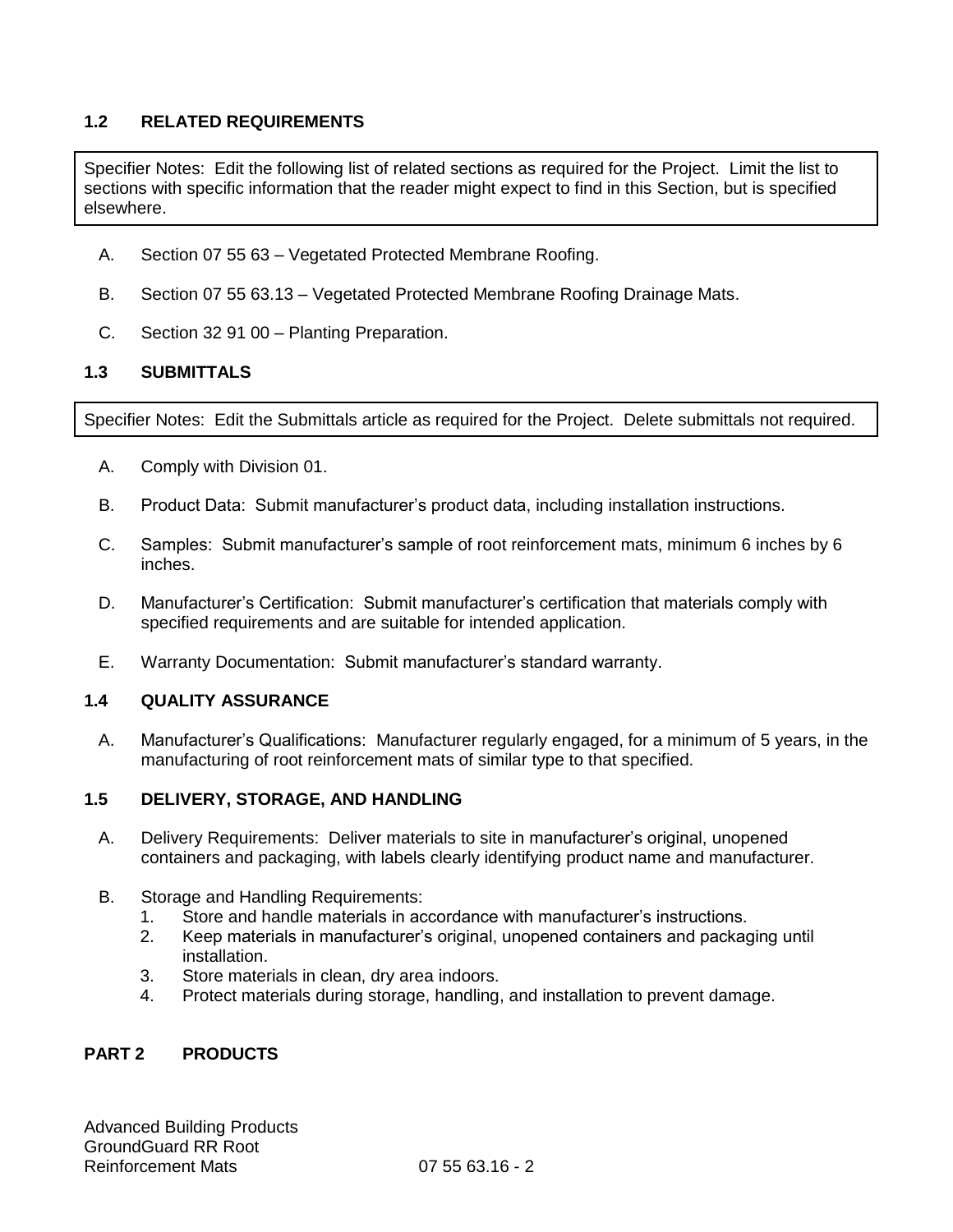## 1.2 RELATED REQUIREMENTS

> Specifier Notes: Edit the following list of related sections as required for the Project. Limit the list to sections with specific information that the reader might expect to find in this Section, but is specified elsewhere.

A. Section 07 55 63 – Vegetated Protected Membrane Roofing.

B. Section 07 55 63.13 – Vegetated Protected Membrane Roofing Drainage Mats.

C. Section 32 91 00 – Planting Preparation.

## 1.3 SUBMITTALS

> Specifier Notes: Edit the Submittals article as required for the Project. Delete submittals not required.

A. Comply with Division 01.

B. Product Data: Submit manufacturer's product data, including installation instructions.

C. Samples: Submit manufacturer's sample of root reinforcement mats, minimum 6 inches by 6 inches.

D. Manufacturer's Certification: Submit manufacturer's certification that materials comply with specified requirements and are suitable for intended application.

E. Warranty Documentation: Submit manufacturer's standard warranty.

## 1.4 QUALITY ASSURANCE

A. Manufacturer's Qualifications: Manufacturer regularly engaged, for a minimum of 5 years, in the manufacturing of root reinforcement mats of similar type to that specified.

## 1.5 DELIVERY, STORAGE, AND HANDLING

A. Delivery Requirements: Deliver materials to site in manufacturer's original, unopened containers and packaging, with labels clearly identifying product name and manufacturer.

B. Storage and Handling Requirements:
   1. Store and handle materials in accordance with manufacturer's instructions.
   2. Keep materials in manufacturer's original, unopened containers and packaging until installation.
   3. Store materials in clean, dry area indoors.
   4. Protect materials during storage, handling, and installation to prevent damage.

# PART 2 PRODUCTS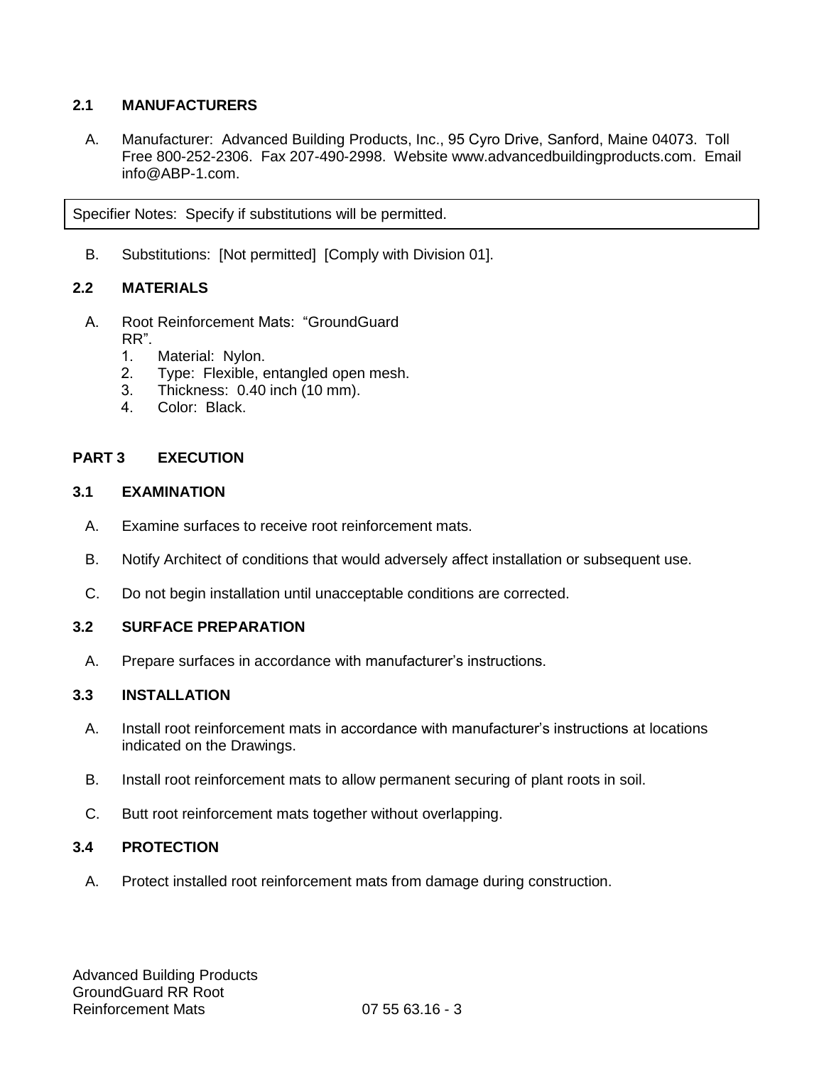### 2.1 MANUFACTURERS

A. Manufacturer: Advanced Building Products, Inc., 95 Cyro Drive, Sanford, Maine 04073. Toll Free 800-252-2306. Fax 207-490-2998. Website www.advancedbuildingproducts.com. Email info@ABP-1.com.

> Specifier Notes: Specify if substitutions will be permitted.

B. Substitutions: [Not permitted] [Comply with Division 01].

### 2.2 MATERIALS

A. Root Reinforcement Mats: "GroundGuard RR".
   1. Material: Nylon.
   2. Type: Flexible, entangled open mesh.
   3. Thickness: 0.40 inch (10 mm).
   4. Color: Black.

## PART 3 EXECUTION

### 3.1 EXAMINATION

A. Examine surfaces to receive root reinforcement mats.

B. Notify Architect of conditions that would adversely affect installation or subsequent use.

C. Do not begin installation until unacceptable conditions are corrected.

### 3.2 SURFACE PREPARATION

A. Prepare surfaces in accordance with manufacturer's instructions.

### 3.3 INSTALLATION

A. Install root reinforcement mats in accordance with manufacturer's instructions at locations indicated on the Drawings.

B. Install root reinforcement mats to allow permanent securing of plant roots in soil.

C. Butt root reinforcement mats together without overlapping.

### 3.4 PROTECTION

A. Protect installed root reinforcement mats from damage during construction.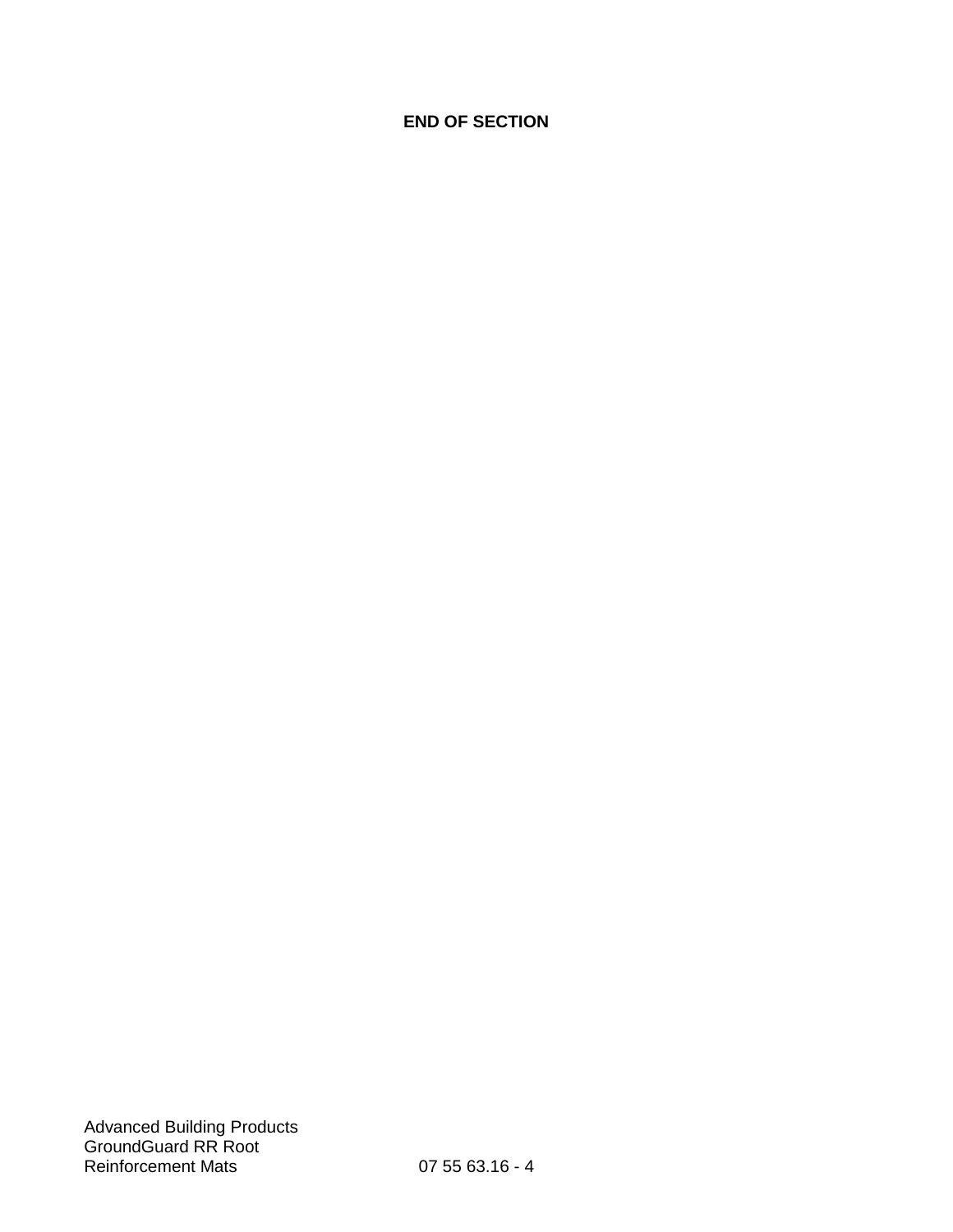**END OF SECTION**